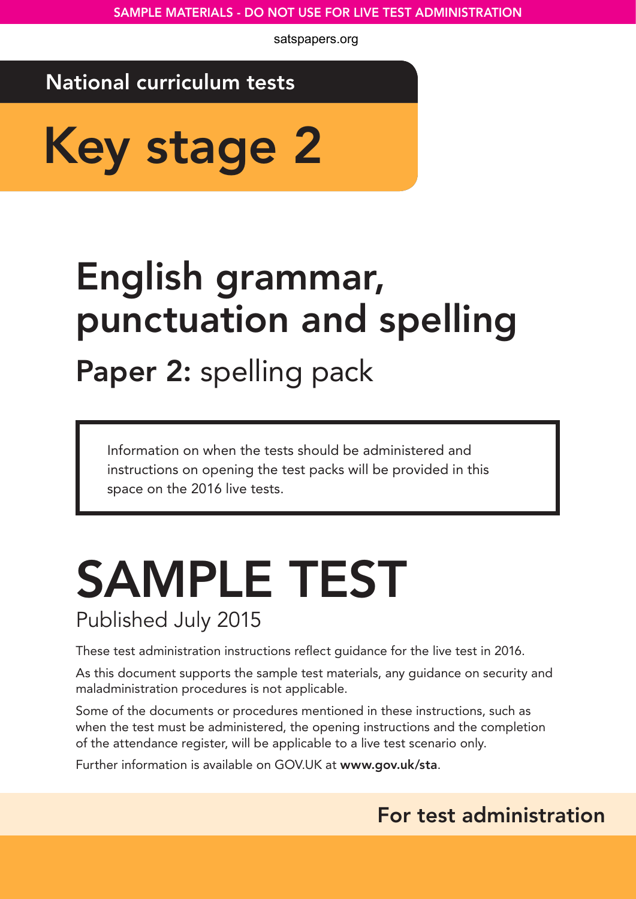SAMPLE MATERIALS - DO NOT USE FOR LIVE TEST ADMINISTRATION

satspapers.org

National curriculum tests

# Key stage 2

# English grammar, punctuation and spelling

## **Paper 2:** spelling pack

> Information on when the tests should be administered and instructions on opening the test packs will be provided in this space on the 2016 live tests.

# SAMPLE TEST

Published July 2015

These test administration instructions reflect guidance for the live test in 2016.

As this document supports the sample test materials, any guidance on security and maladministration procedures is not applicable.

Some of the documents or procedures mentioned in these instructions, such as when the test must be administered, the opening instructions and the completion of the attendance register, will be applicable to a live test scenario only.

Further information is available on GOV.UK at **www.gov.uk/sta**.

**For test administration**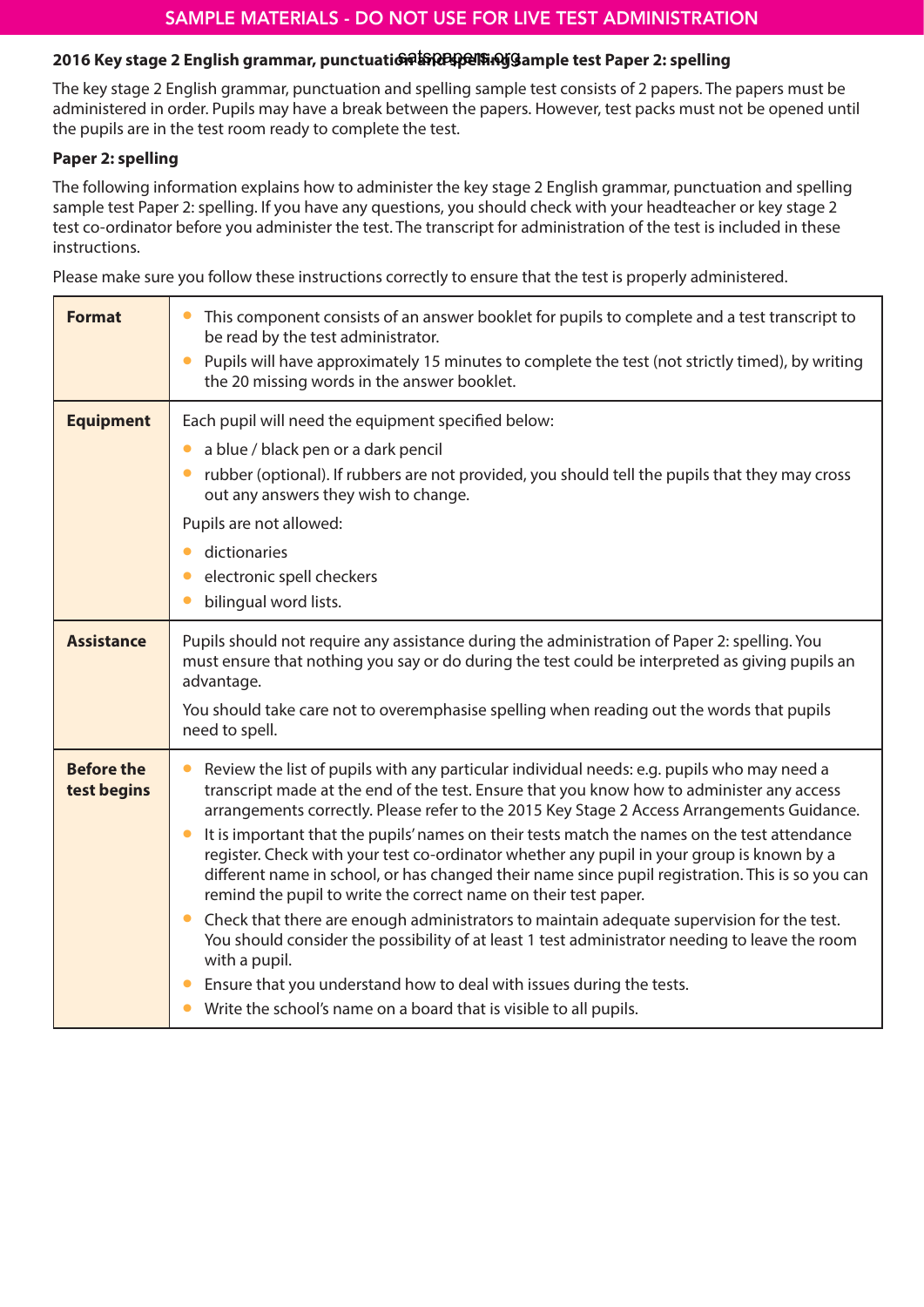SAMPLE MATERIALS - DO NOT USE FOR LIVE TEST ADMINISTRATION

## 2016 Key stage 2 English grammar, punctuation and spelling sample test Paper 2: spelling

The key stage 2 English grammar, punctuation and spelling sample test consists of 2 papers. The papers must be administered in order. Pupils may have a break between the papers. However, test packs must not be opened until the pupils are in the test room ready to complete the test.

**Paper 2: spelling**

The following information explains how to administer the key stage 2 English grammar, punctuation and spelling sample test Paper 2: spelling. If you have any questions, you should check with your headteacher or key stage 2 test co-ordinator before you administer the test. The transcript for administration of the test is included in these instructions.

Please make sure you follow these instructions correctly to ensure that the test is properly administered.

| | |
|---|---|
| **Format** | • This component consists of an answer booklet for pupils to complete and a test transcript to be read by the test administrator.<br>• Pupils will have approximately 15 minutes to complete the test (not strictly timed), by writing the 20 missing words in the answer booklet. |
| **Equipment** | Each pupil will need the equipment specified below:<br>• a blue / black pen or a dark pencil<br>• rubber (optional). If rubbers are not provided, you should tell the pupils that they may cross out any answers they wish to change.<br>Pupils are not allowed:<br>• dictionaries<br>• electronic spell checkers<br>• bilingual word lists. |
| **Assistance** | Pupils should not require any assistance during the administration of Paper 2: spelling. You must ensure that nothing you say or do during the test could be interpreted as giving pupils an advantage.<br>You should take care not to overemphasise spelling when reading out the words that pupils need to spell. |
| **Before the test begins** | • Review the list of pupils with any particular individual needs: e.g. pupils who may need a transcript made at the end of the test. Ensure that you know how to administer any access arrangements correctly. Please refer to the 2015 Key Stage 2 Access Arrangements Guidance.<br>• It is important that the pupils' names on their tests match the names on the test attendance register. Check with your test co-ordinator whether any pupil in your group is known by a different name in school, or has changed their name since pupil registration. This is so you can remind the pupil to write the correct name on their test paper.<br>• Check that there are enough administrators to maintain adequate supervision for the test. You should consider the possibility of at least 1 test administrator needing to leave the room with a pupil.<br>• Ensure that you understand how to deal with issues during the tests.<br>• Write the school's name on a board that is visible to all pupils. |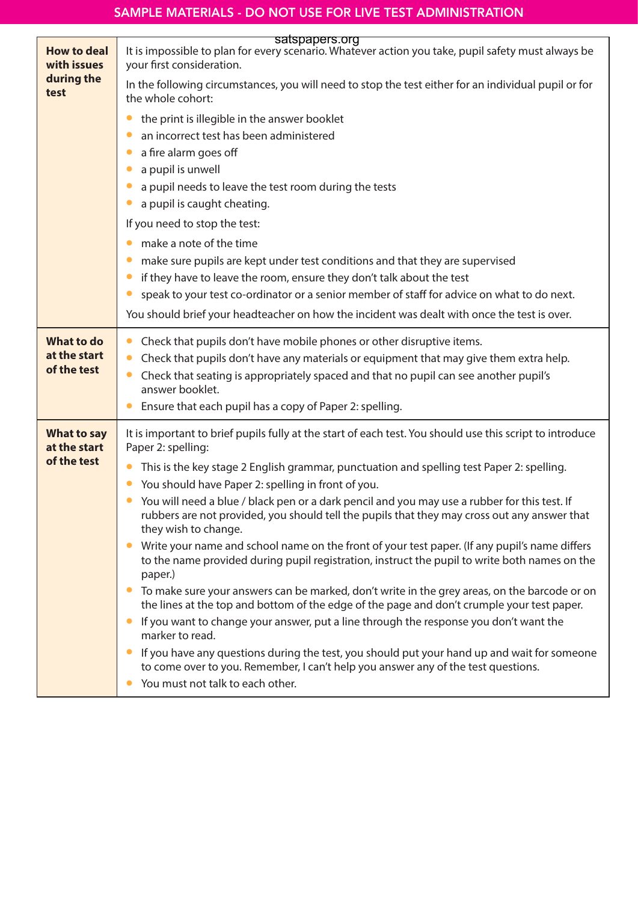| | |
|---|---|
| **How to deal with issues during the test** | It is impossible to plan for every scenario. Whatever action you take, pupil safety must always be your first consideration.<br><br>In the following circumstances, you will need to stop the test either for an individual pupil or for the whole cohort:<br>• the print is illegible in the answer booklet<br>• an incorrect test has been administered<br>• a fire alarm goes off<br>• a pupil is unwell<br>• a pupil needs to leave the test room during the tests<br>• a pupil is caught cheating.<br><br>If you need to stop the test:<br>• make a note of the time<br>• make sure pupils are kept under test conditions and that they are supervised<br>• if they have to leave the room, ensure they don't talk about the test<br>• speak to your test co-ordinator or a senior member of staff for advice on what to do next.<br><br>You should brief your headteacher on how the incident was dealt with once the test is over. |
| **What to do at the start of the test** | • Check that pupils don't have mobile phones or other disruptive items.<br>• Check that pupils don't have any materials or equipment that may give them extra help.<br>• Check that seating is appropriately spaced and that no pupil can see another pupil's answer booklet.<br>• Ensure that each pupil has a copy of Paper 2: spelling. |
| **What to say at the start of the test** | It is important to brief pupils fully at the start of each test. You should use this script to introduce Paper 2: spelling:<br>• This is the key stage 2 English grammar, punctuation and spelling test Paper 2: spelling.<br>• You should have Paper 2: spelling in front of you.<br>• You will need a blue / black pen or a dark pencil and you may use a rubber for this test. If rubbers are not provided, you should tell the pupils that they may cross out any answer that they wish to change.<br>• Write your name and school name on the front of your test paper. (If any pupil's name differs to the name provided during pupil registration, instruct the pupil to write both names on the paper.)<br>• To make sure your answers can be marked, don't write in the grey areas, on the barcode or on the lines at the top and bottom of the edge of the page and don't crumple your test paper.<br>• If you want to change your answer, put a line through the response you don't want the marker to read.<br>• If you have any questions during the test, you should put your hand up and wait for someone to come over to you. Remember, I can't help you answer any of the test questions.<br>• You must not talk to each other. |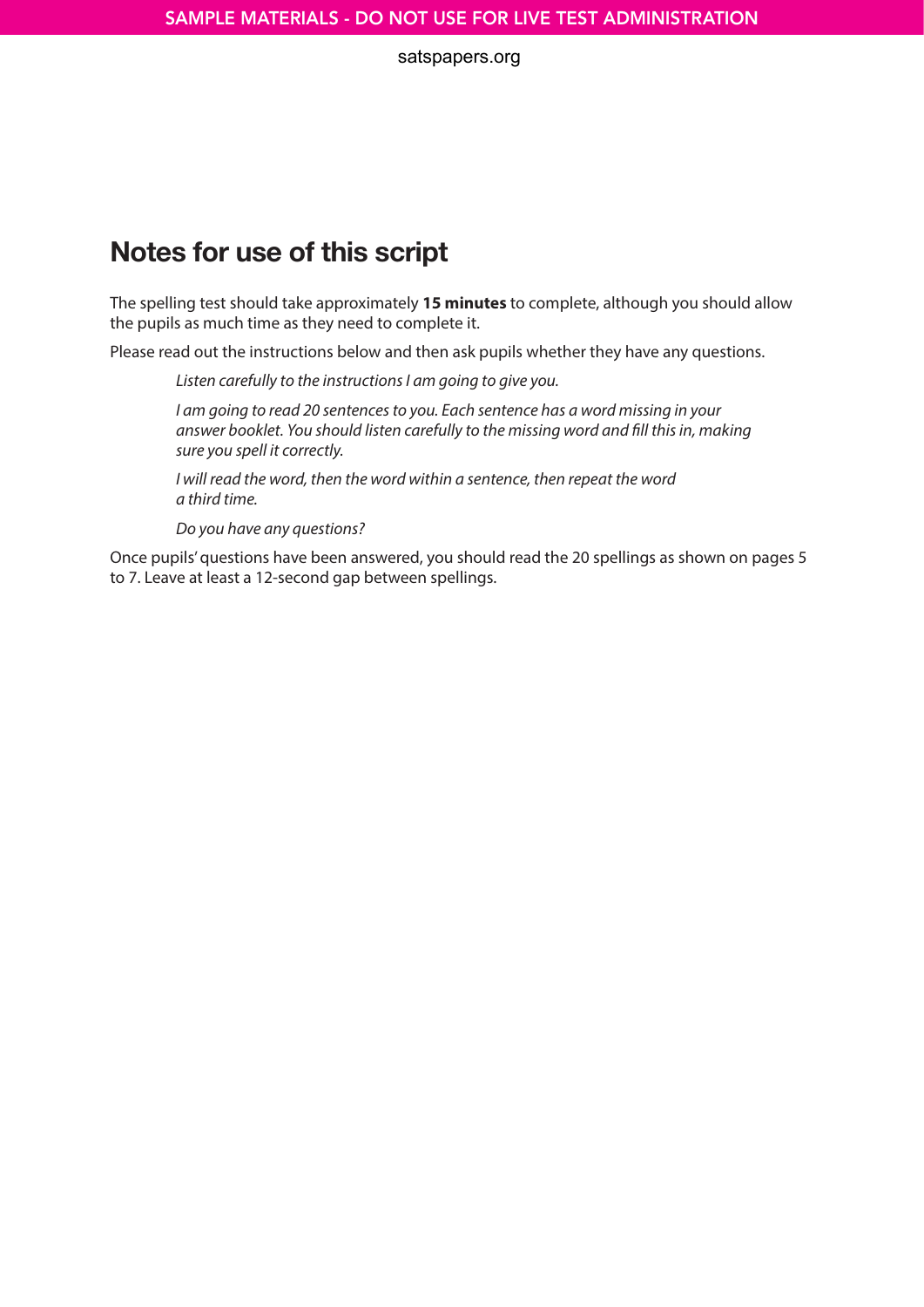## Notes for use of this script

The spelling test should take approximately **15 minutes** to complete, although you should allow the pupils as much time as they need to complete it.

Please read out the instructions below and then ask pupils whether they have any questions.

> *Listen carefully to the instructions I am going to give you.*
>
> *I am going to read 20 sentences to you. Each sentence has a word missing in your answer booklet. You should listen carefully to the missing word and fill this in, making sure you spell it correctly.*
>
> *I will read the word, then the word within a sentence, then repeat the word a third time.*
>
> *Do you have any questions?*

Once pupils' questions have been answered, you should read the 20 spellings as shown on pages 5 to 7. Leave at least a 12-second gap between spellings.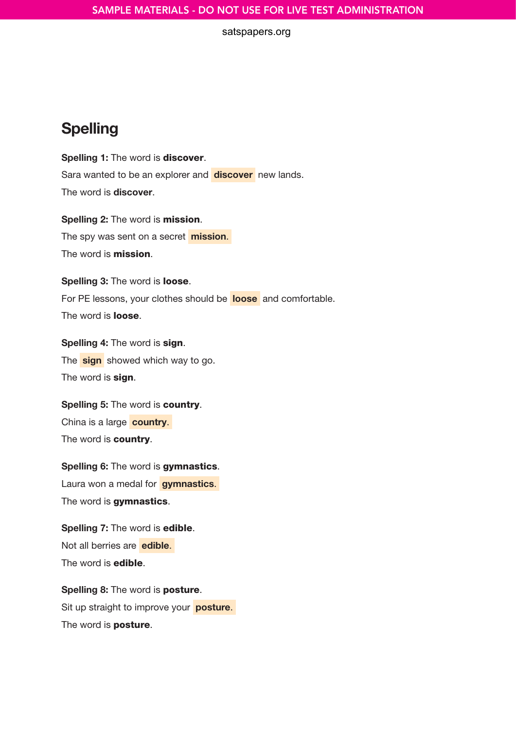## Spelling

**Spelling 1:** The word is **discover**.

Sara wanted to be an explorer and **discover** new lands.

The word is **discover**.

**Spelling 2:** The word is **mission**.

The spy was sent on a secret **mission**.

The word is **mission**.

**Spelling 3:** The word is **loose**.

For PE lessons, your clothes should be **loose** and comfortable.

The word is **loose**.

**Spelling 4:** The word is **sign**.

The **sign** showed which way to go.

The word is **sign**.

**Spelling 5:** The word is **country**.

China is a large **country**.

The word is **country**.

**Spelling 6:** The word is **gymnastics**.

Laura won a medal for **gymnastics**.

The word is **gymnastics**.

**Spelling 7:** The word is **edible**.

Not all berries are **edible**.

The word is **edible**.

**Spelling 8:** The word is **posture**.

Sit up straight to improve your **posture**.

The word is **posture**.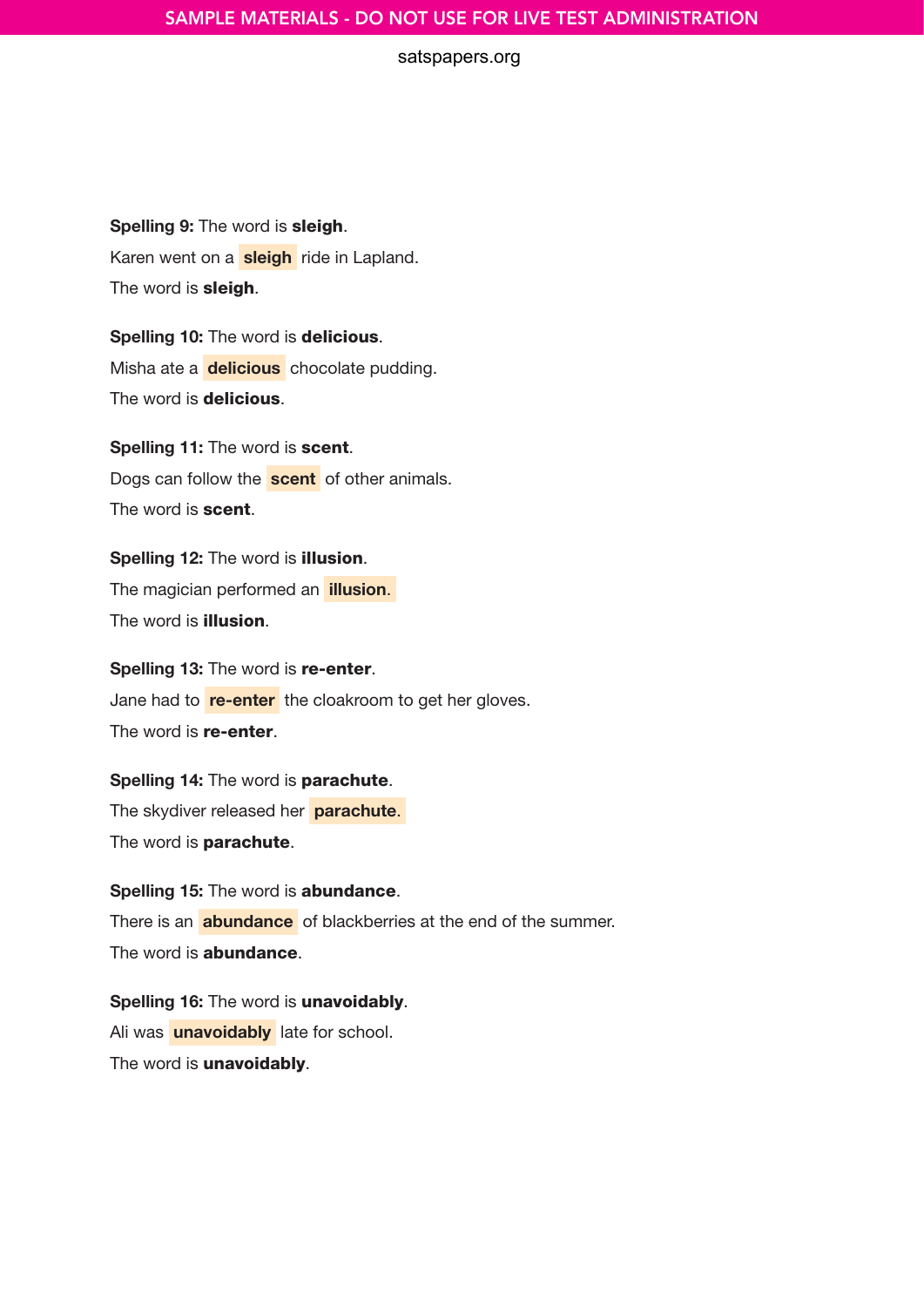**Spelling 9:** The word is **sleigh**.

Karen went on a **sleigh** ride in Lapland.

The word is **sleigh**.

**Spelling 10:** The word is **delicious**.

Misha ate a **delicious** chocolate pudding.

The word is **delicious**.

**Spelling 11:** The word is **scent**.

Dogs can follow the **scent** of other animals.

The word is **scent**.

**Spelling 12:** The word is **illusion**.

The magician performed an **illusion**.

The word is **illusion**.

**Spelling 13:** The word is **re-enter**.

Jane had to **re-enter** the cloakroom to get her gloves.

The word is **re-enter**.

**Spelling 14:** The word is **parachute**.

The skydiver released her **parachute**.

The word is **parachute**.

**Spelling 15:** The word is **abundance**.

There is an **abundance** of blackberries at the end of the summer.

The word is **abundance**.

**Spelling 16:** The word is **unavoidably**.

Ali was **unavoidably** late for school.

The word is **unavoidably**.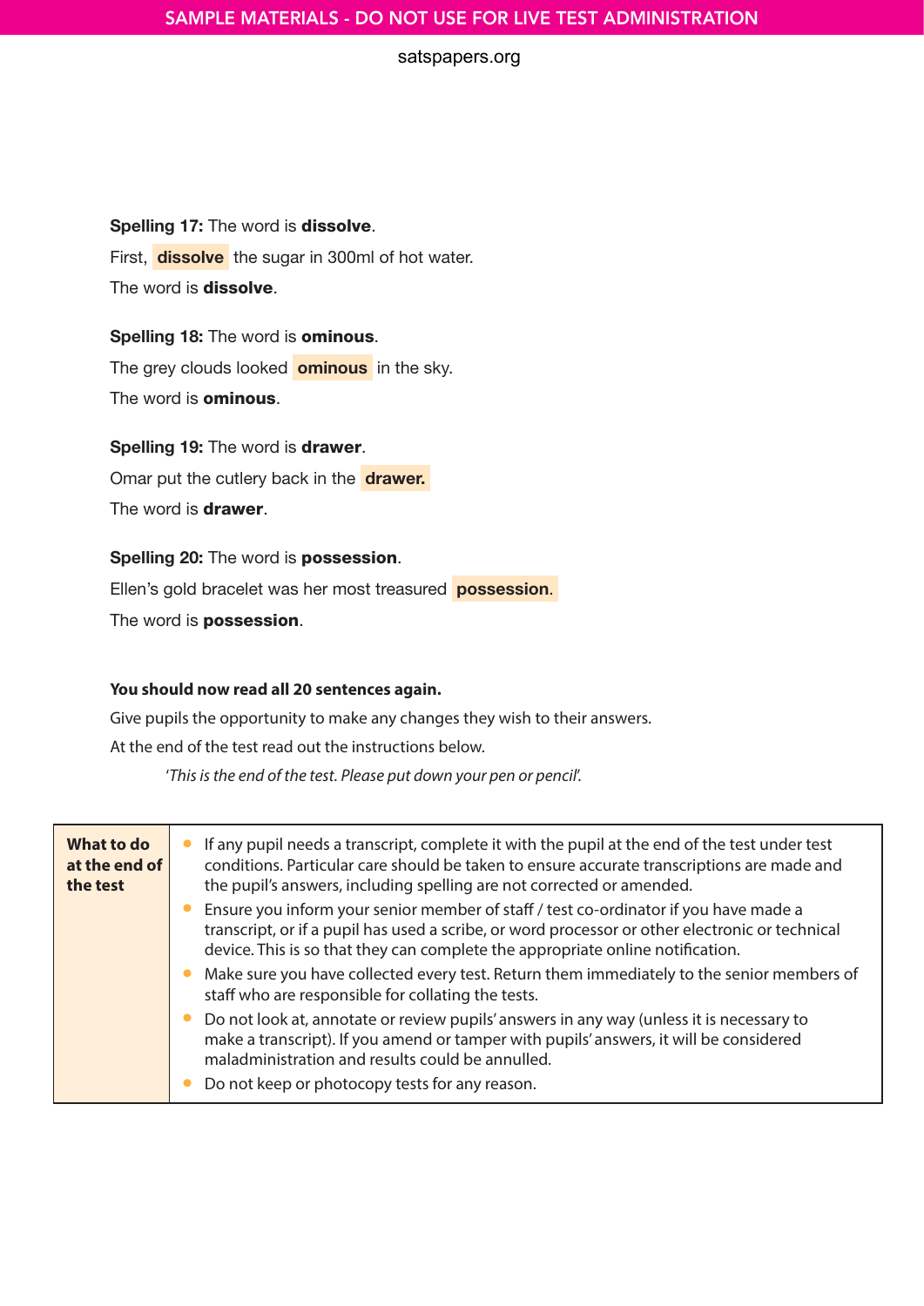**Spelling 17:** The word is **dissolve**.

First, **dissolve** the sugar in 300ml of hot water.

The word is **dissolve**.

**Spelling 18:** The word is **ominous**.

The grey clouds looked **ominous** in the sky.

The word is **ominous**.

**Spelling 19:** The word is **drawer**.

Omar put the cutlery back in the **drawer.**

The word is **drawer**.

**Spelling 20:** The word is **possession**.

Ellen's gold bracelet was her most treasured **possession**.

The word is **possession**.

**You should now read all 20 sentences again.**

Give pupils the opportunity to make any changes they wish to their answers.

At the end of the test read out the instructions below.

*'This is the end of the test. Please put down your pen or pencil'.*

| **What to do at the end of the test** | • If any pupil needs a transcript, complete it with the pupil at the end of the test under test conditions. Particular care should be taken to ensure accurate transcriptions are made and the pupil's answers, including spelling are not corrected or amended.<br>• Ensure you inform your senior member of staff / test co-ordinator if you have made a transcript, or if a pupil has used a scribe, or word processor or other electronic or technical device. This is so that they can complete the appropriate online notification.<br>• Make sure you have collected every test. Return them immediately to the senior members of staff who are responsible for collating the tests.<br>• Do not look at, annotate or review pupils' answers in any way (unless it is necessary to make a transcript). If you amend or tamper with pupils' answers, it will be considered maladministration and results could be annulled.<br>• Do not keep or photocopy tests for any reason. |
|---|---|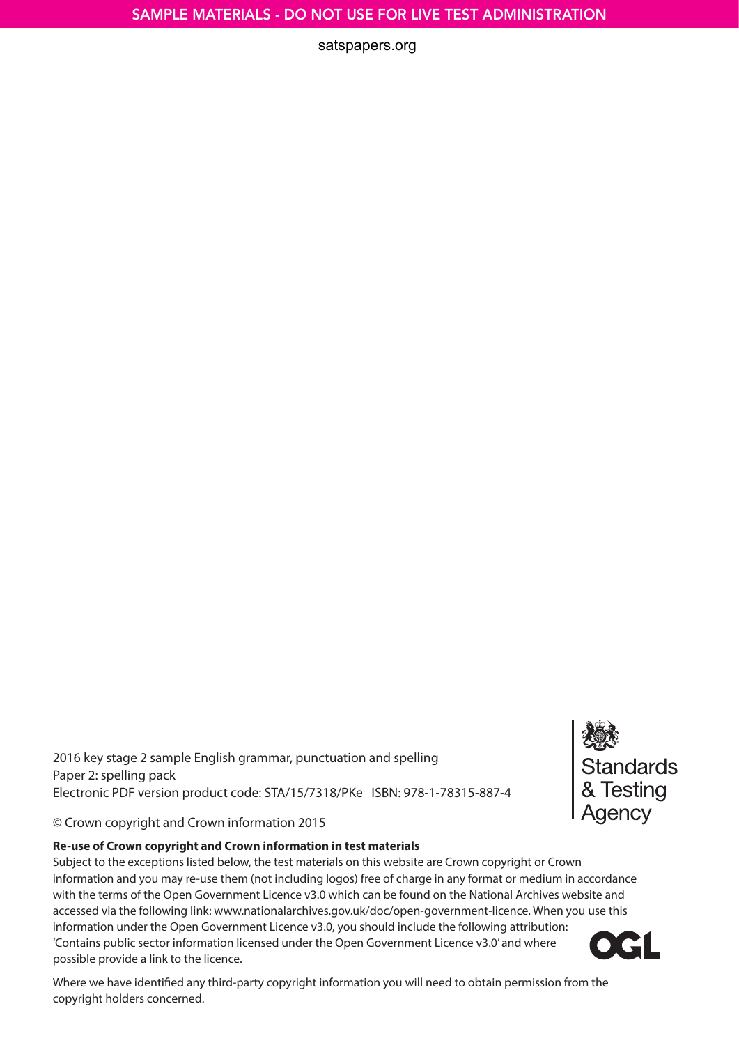SAMPLE MATERIALS - DO NOT USE FOR LIVE TEST ADMINISTRATION

satspapers.org

2016 key stage 2 sample English grammar, punctuation and spelling
Paper 2: spelling pack
Electronic PDF version product code: STA/15/7318/PKe ISBN: 978-1-78315-887-4

Standards & Testing Agency

© Crown copyright and Crown information 2015

**Re-use of Crown copyright and Crown information in test materials**

Subject to the exceptions listed below, the test materials on this website are Crown copyright or Crown information and you may re-use them (not including logos) free of charge in any format or medium in accordance with the terms of the Open Government Licence v3.0 which can be found on the National Archives website and accessed via the following link: www.nationalarchives.gov.uk/doc/open-government-licence. When you use this information under the Open Government Licence v3.0, you should include the following attribution: 'Contains public sector information licensed under the Open Government Licence v3.0' and where possible provide a link to the licence.

Where we have identified any third-party copyright information you will need to obtain permission from the copyright holders concerned.